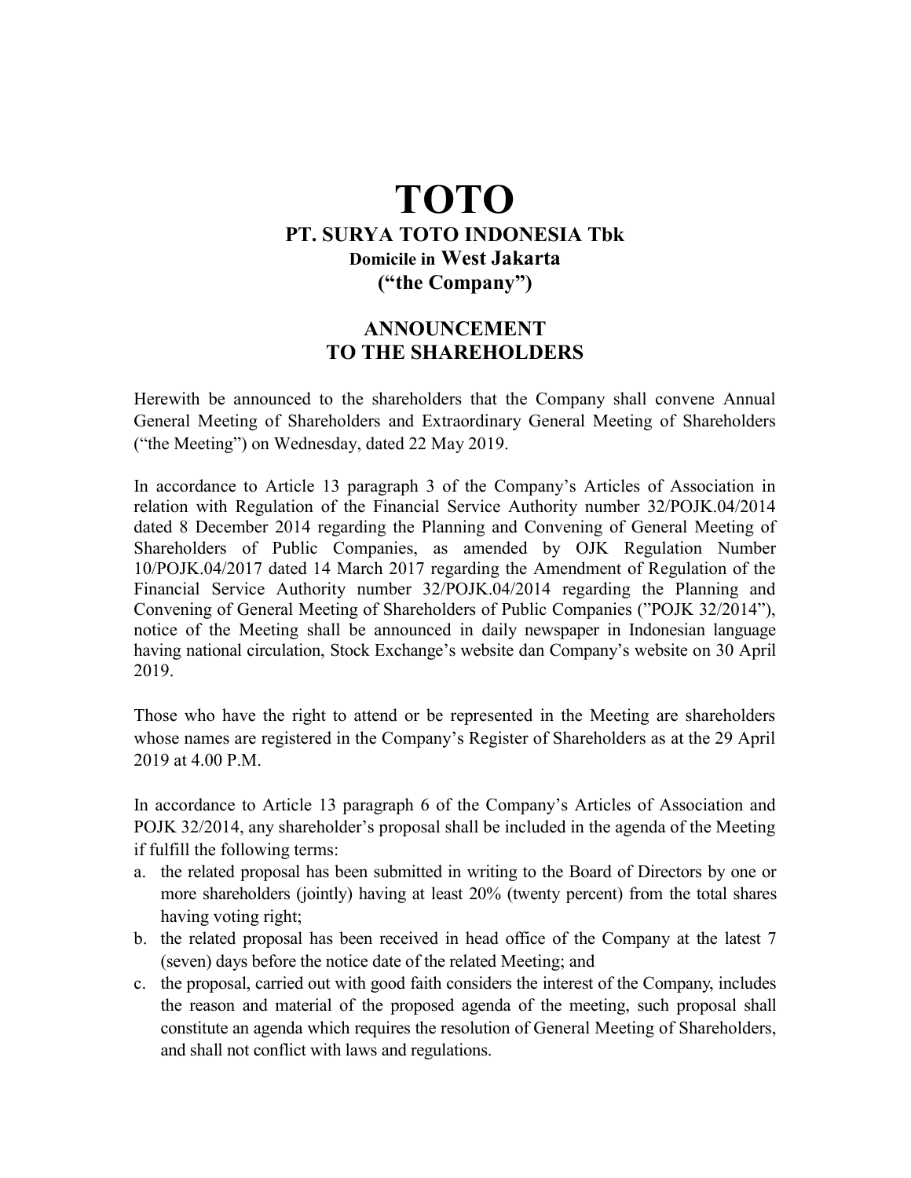# TOTO

## PT. SURYA TOTO INDONESIA Tbk

**Domicile in West Jakarta**

**("the Company")**

## ANNOUNCEMENT TO THE SHAREHOLDERS

Herewith be announced to the shareholders that the Company shall convene Annual General Meeting of Shareholders and Extraordinary General Meeting of Shareholders ("the Meeting") on Wednesday, dated 22 May 2019.

In accordance to Article 13 paragraph 3 of the Company's Articles of Association in relation with Regulation of the Financial Service Authority number 32/POJK.04/2014 dated 8 December 2014 regarding the Planning and Convening of General Meeting of Shareholders of Public Companies, as amended by OJK Regulation Number 10/POJK.04/2017 dated 14 March 2017 regarding the Amendment of Regulation of the Financial Service Authority number 32/POJK.04/2014 regarding the Planning and Convening of General Meeting of Shareholders of Public Companies ("POJK 32/2014"), notice of the Meeting shall be announced in daily newspaper in Indonesian language having national circulation, Stock Exchange's website dan Company's website on 30 April 2019.

Those who have the right to attend or be represented in the Meeting are shareholders whose names are registered in the Company's Register of Shareholders as at the 29 April 2019 at 4.00 P.M.

In accordance to Article 13 paragraph 6 of the Company's Articles of Association and POJK 32/2014, any shareholder's proposal shall be included in the agenda of the Meeting if fulfill the following terms:

a. the related proposal has been submitted in writing to the Board of Directors by one or more shareholders (jointly) having at least 20% (twenty percent) from the total shares having voting right;
b. the related proposal has been received in head office of the Company at the latest 7 (seven) days before the notice date of the related Meeting; and
c. the proposal, carried out with good faith considers the interest of the Company, includes the reason and material of the proposed agenda of the meeting, such proposal shall constitute an agenda which requires the resolution of General Meeting of Shareholders, and shall not conflict with laws and regulations.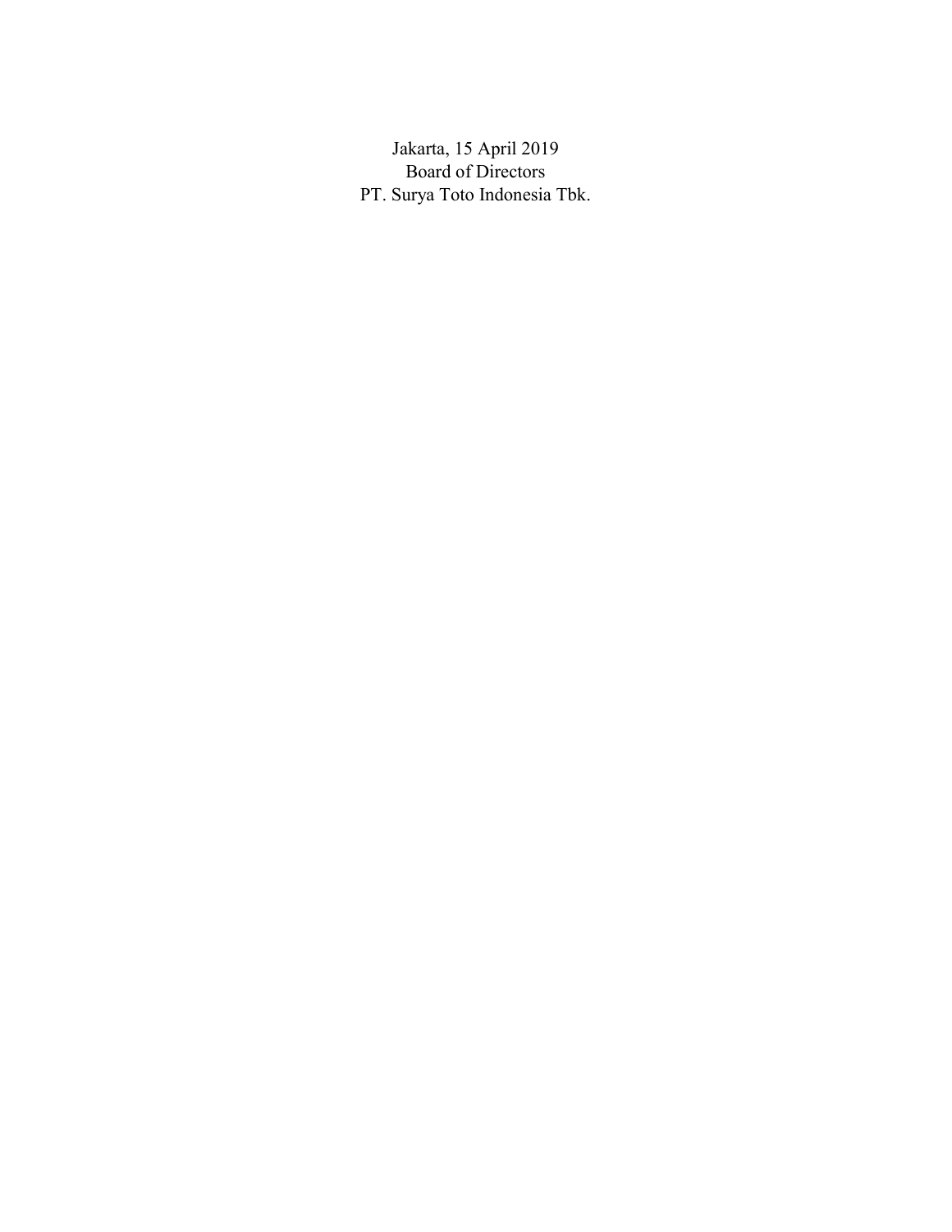Jakarta, 15 April 2019
Board of Directors
PT. Surya Toto Indonesia Tbk.